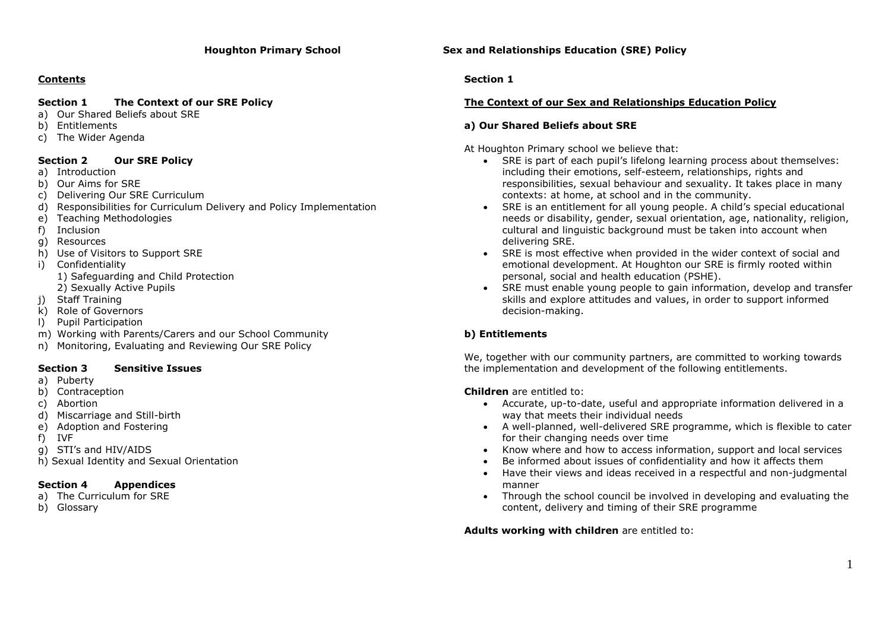# Houghton Primary School

# Sex and Relationships Education (SRE) Policy

## Contents

**Section 1 The Context of our SRE Policy**

a) Our Shared Beliefs about SRE
b) Entitlements
c) The Wider Agenda

**Section 2 Our SRE Policy**

a) Introduction
b) Our Aims for SRE
c) Delivering Our SRE Curriculum
d) Responsibilities for Curriculum Delivery and Policy Implementation
e) Teaching Methodologies
f) Inclusion
g) Resources
h) Use of Visitors to Support SRE
i) Confidentiality
   1) Safeguarding and Child Protection
   2) Sexually Active Pupils
j) Staff Training
k) Role of Governors
l) Pupil Participation
m) Working with Parents/Carers and our School Community
n) Monitoring, Evaluating and Reviewing Our SRE Policy

**Section 3 Sensitive Issues**

a) Puberty
b) Contraception
c) Abortion
d) Miscarriage and Still-birth
e) Adoption and Fostering
f) IVF
g) STI's and HIV/AIDS
h) Sexual Identity and Sexual Orientation

**Section 4 Appendices**

a) The Curriculum for SRE
b) Glossary

## Section 1

### The Context of our Sex and Relationships Education Policy

#### a) Our Shared Beliefs about SRE

At Houghton Primary school we believe that:

- SRE is part of each pupil's lifelong learning process about themselves: including their emotions, self-esteem, relationships, rights and responsibilities, sexual behaviour and sexuality. It takes place in many contexts: at home, at school and in the community.
- SRE is an entitlement for all young people. A child's special educational needs or disability, gender, sexual orientation, age, nationality, religion, cultural and linguistic background must be taken into account when delivering SRE.
- SRE is most effective when provided in the wider context of social and emotional development. At Houghton our SRE is firmly rooted within personal, social and health education (PSHE).
- SRE must enable young people to gain information, develop and transfer skills and explore attitudes and values, in order to support informed decision-making.

#### b) Entitlements

We, together with our community partners, are committed to working towards the implementation and development of the following entitlements.

**Children** are entitled to:

- Accurate, up-to-date, useful and appropriate information delivered in a way that meets their individual needs
- A well-planned, well-delivered SRE programme, which is flexible to cater for their changing needs over time
- Know where and how to access information, support and local services
- Be informed about issues of confidentiality and how it affects them
- Have their views and ideas received in a respectful and non-judgmental manner
- Through the school council be involved in developing and evaluating the content, delivery and timing of their SRE programme

**Adults working with children** are entitled to: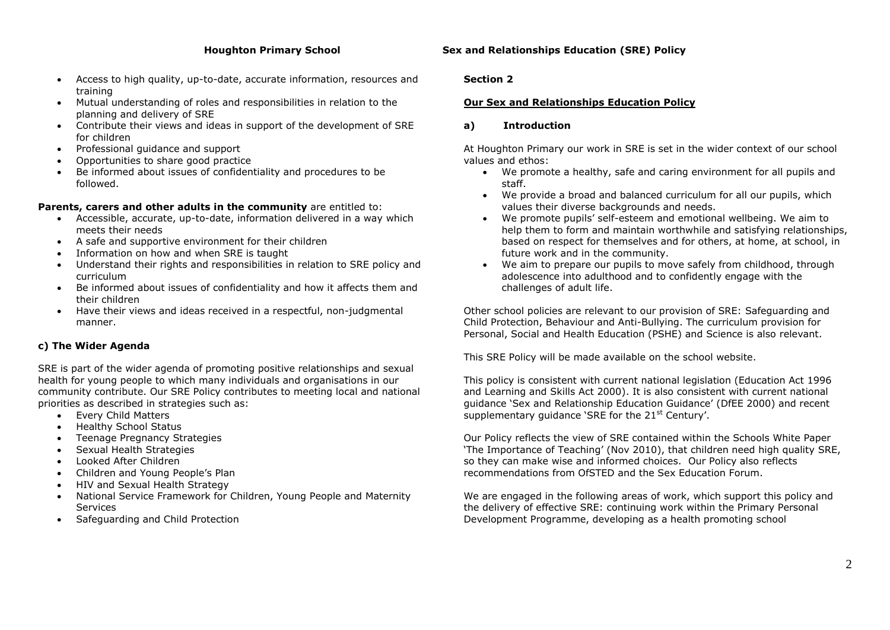- Access to high quality, up-to-date, accurate information, resources and training
- Mutual understanding of roles and responsibilities in relation to the planning and delivery of SRE
- Contribute their views and ideas in support of the development of SRE for children
- Professional guidance and support
- Opportunities to share good practice
- Be informed about issues of confidentiality and procedures to be followed.

**Parents, carers and other adults in the community** are entitled to:

- Accessible, accurate, up-to-date, information delivered in a way which meets their needs
- A safe and supportive environment for their children
- Information on how and when SRE is taught
- Understand their rights and responsibilities in relation to SRE policy and curriculum
- Be informed about issues of confidentiality and how it affects them and their children
- Have their views and ideas received in a respectful, non-judgmental manner.

### c) The Wider Agenda

SRE is part of the wider agenda of promoting positive relationships and sexual health for young people to which many individuals and organisations in our community contribute. Our SRE Policy contributes to meeting local and national priorities as described in strategies such as:

- Every Child Matters
- Healthy School Status
- Teenage Pregnancy Strategies
- Sexual Health Strategies
- Looked After Children
- Children and Young People's Plan
- HIV and Sexual Health Strategy
- National Service Framework for Children, Young People and Maternity Services
- Safeguarding and Child Protection

## Section 2

## Our Sex and Relationships Education Policy

### a) Introduction

At Houghton Primary our work in SRE is set in the wider context of our school values and ethos:

- We promote a healthy, safe and caring environment for all pupils and staff.
- We provide a broad and balanced curriculum for all our pupils, which values their diverse backgrounds and needs.
- We promote pupils' self-esteem and emotional wellbeing. We aim to help them to form and maintain worthwhile and satisfying relationships, based on respect for themselves and for others, at home, at school, in future work and in the community.
- We aim to prepare our pupils to move safely from childhood, through adolescence into adulthood and to confidently engage with the challenges of adult life.

Other school policies are relevant to our provision of SRE: Safeguarding and Child Protection, Behaviour and Anti-Bullying. The curriculum provision for Personal, Social and Health Education (PSHE) and Science is also relevant.

This SRE Policy will be made available on the school website.

This policy is consistent with current national legislation (Education Act 1996 and Learning and Skills Act 2000). It is also consistent with current national guidance 'Sex and Relationship Education Guidance' (DfEE 2000) and recent supplementary guidance 'SRE for the 21st Century'.

Our Policy reflects the view of SRE contained within the Schools White Paper 'The Importance of Teaching' (Nov 2010), that children need high quality SRE, so they can make wise and informed choices. Our Policy also reflects recommendations from OfSTED and the Sex Education Forum.

We are engaged in the following areas of work, which support this policy and the delivery of effective SRE: continuing work within the Primary Personal Development Programme, developing as a health promoting school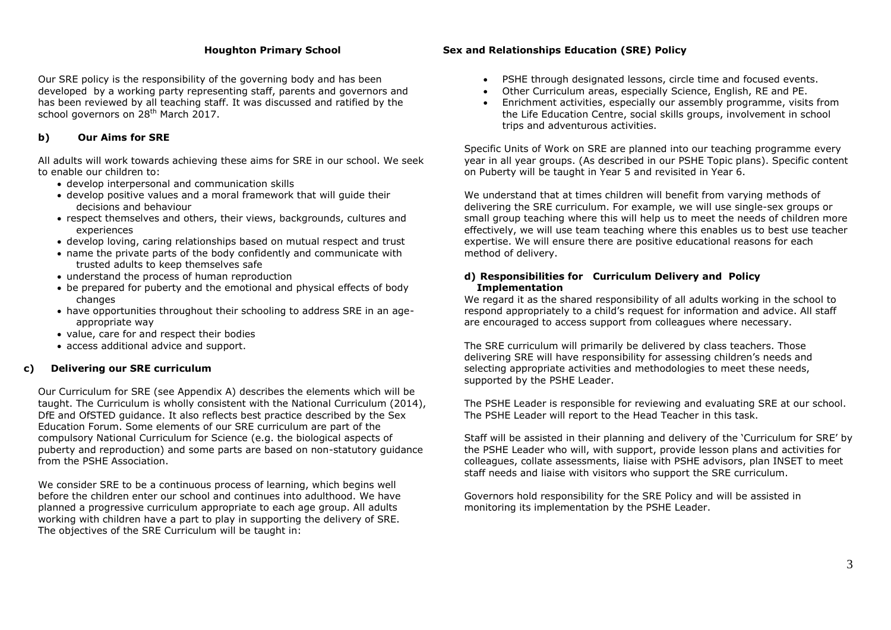Our SRE policy is the responsibility of the governing body and has been developed by a working party representing staff, parents and governors and has been reviewed by all teaching staff. It was discussed and ratified by the school governors on 28th March 2017.

### b) Our Aims for SRE

All adults will work towards achieving these aims for SRE in our school. We seek to enable our children to:

- develop interpersonal and communication skills
- develop positive values and a moral framework that will guide their decisions and behaviour
- respect themselves and others, their views, backgrounds, cultures and experiences
- develop loving, caring relationships based on mutual respect and trust
- name the private parts of the body confidently and communicate with trusted adults to keep themselves safe
- understand the process of human reproduction
- be prepared for puberty and the emotional and physical effects of body changes
- have opportunities throughout their schooling to address SRE in an age-appropriate way
- value, care for and respect their bodies
- access additional advice and support.

### c) Delivering our SRE curriculum

Our Curriculum for SRE (see Appendix A) describes the elements which will be taught. The Curriculum is wholly consistent with the National Curriculum (2014), DfE and OfSTED guidance. It also reflects best practice described by the Sex Education Forum. Some elements of our SRE curriculum are part of the compulsory National Curriculum for Science (e.g. the biological aspects of puberty and reproduction) and some parts are based on non-statutory guidance from the PSHE Association.

We consider SRE to be a continuous process of learning, which begins well before the children enter our school and continues into adulthood. We have planned a progressive curriculum appropriate to each age group. All adults working with children have a part to play in supporting the delivery of SRE. The objectives of the SRE Curriculum will be taught in:

- PSHE through designated lessons, circle time and focused events.
- Other Curriculum areas, especially Science, English, RE and PE.
- Enrichment activities, especially our assembly programme, visits from the Life Education Centre, social skills groups, involvement in school trips and adventurous activities.

Specific Units of Work on SRE are planned into our teaching programme every year in all year groups. (As described in our PSHE Topic plans). Specific content on Puberty will be taught in Year 5 and revisited in Year 6.

We understand that at times children will benefit from varying methods of delivering the SRE curriculum. For example, we will use single-sex groups or small group teaching where this will help us to meet the needs of children more effectively, we will use team teaching where this enables us to best use teacher expertise. We will ensure there are positive educational reasons for each method of delivery.

### d) Responsibilities for Curriculum Delivery and Policy Implementation

We regard it as the shared responsibility of all adults working in the school to respond appropriately to a child's request for information and advice. All staff are encouraged to access support from colleagues where necessary.

The SRE curriculum will primarily be delivered by class teachers. Those delivering SRE will have responsibility for assessing children's needs and selecting appropriate activities and methodologies to meet these needs, supported by the PSHE Leader.

The PSHE Leader is responsible for reviewing and evaluating SRE at our school. The PSHE Leader will report to the Head Teacher in this task.

Staff will be assisted in their planning and delivery of the 'Curriculum for SRE' by the PSHE Leader who will, with support, provide lesson plans and activities for colleagues, collate assessments, liaise with PSHE advisors, plan INSET to meet staff needs and liaise with visitors who support the SRE curriculum.

Governors hold responsibility for the SRE Policy and will be assisted in monitoring its implementation by the PSHE Leader.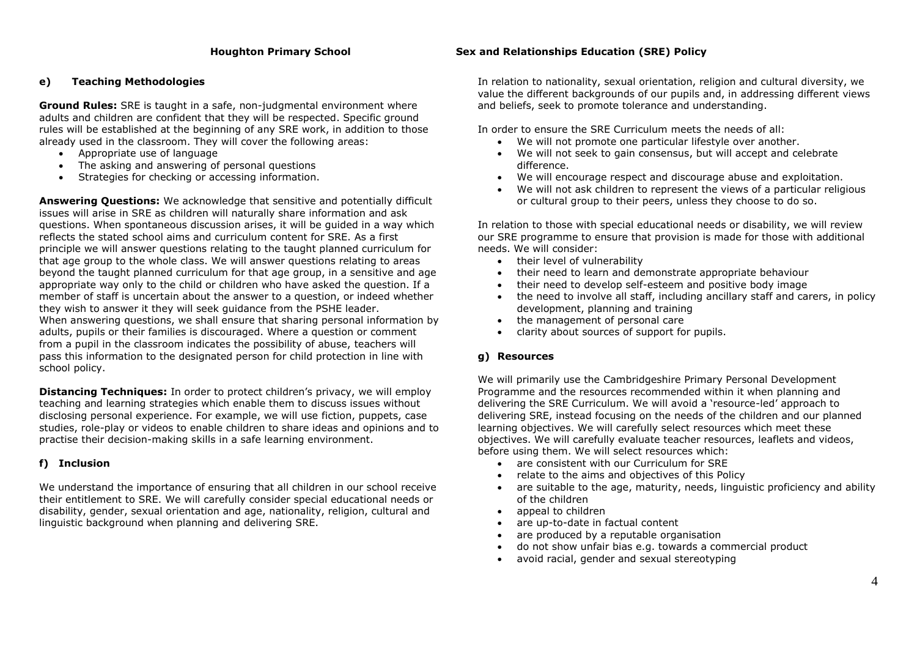### e) Teaching Methodologies

**Ground Rules:** SRE is taught in a safe, non-judgmental environment where adults and children are confident that they will be respected. Specific ground rules will be established at the beginning of any SRE work, in addition to those already used in the classroom. They will cover the following areas:

- Appropriate use of language
- The asking and answering of personal questions
- Strategies for checking or accessing information.

**Answering Questions:** We acknowledge that sensitive and potentially difficult issues will arise in SRE as children will naturally share information and ask questions. When spontaneous discussion arises, it will be guided in a way which reflects the stated school aims and curriculum content for SRE. As a first principle we will answer questions relating to the taught planned curriculum for that age group to the whole class. We will answer questions relating to areas beyond the taught planned curriculum for that age group, in a sensitive and age appropriate way only to the child or children who have asked the question. If a member of staff is uncertain about the answer to a question, or indeed whether they wish to answer it they will seek guidance from the PSHE leader.
When answering questions, we shall ensure that sharing personal information by adults, pupils or their families is discouraged. Where a question or comment from a pupil in the classroom indicates the possibility of abuse, teachers will pass this information to the designated person for child protection in line with school policy.

**Distancing Techniques:** In order to protect children's privacy, we will employ teaching and learning strategies which enable them to discuss issues without disclosing personal experience. For example, we will use fiction, puppets, case studies, role-play or videos to enable children to share ideas and opinions and to practise their decision-making skills in a safe learning environment.

### f) Inclusion

We understand the importance of ensuring that all children in our school receive their entitlement to SRE. We will carefully consider special educational needs or disability, gender, sexual orientation and age, nationality, religion, cultural and linguistic background when planning and delivering SRE.

In relation to nationality, sexual orientation, religion and cultural diversity, we value the different backgrounds of our pupils and, in addressing different views and beliefs, seek to promote tolerance and understanding.

In order to ensure the SRE Curriculum meets the needs of all:

- We will not promote one particular lifestyle over another.
- We will not seek to gain consensus, but will accept and celebrate difference.
- We will encourage respect and discourage abuse and exploitation.
- We will not ask children to represent the views of a particular religious or cultural group to their peers, unless they choose to do so.

In relation to those with special educational needs or disability, we will review our SRE programme to ensure that provision is made for those with additional needs. We will consider:

- their level of vulnerability
- their need to learn and demonstrate appropriate behaviour
- their need to develop self-esteem and positive body image
- the need to involve all staff, including ancillary staff and carers, in policy development, planning and training
- the management of personal care
- clarity about sources of support for pupils.

### g) Resources

We will primarily use the Cambridgeshire Primary Personal Development Programme and the resources recommended within it when planning and delivering the SRE Curriculum. We will avoid a 'resource-led' approach to delivering SRE, instead focusing on the needs of the children and our planned learning objectives. We will carefully select resources which meet these objectives. We will carefully evaluate teacher resources, leaflets and videos, before using them. We will select resources which:

- are consistent with our Curriculum for SRE
- relate to the aims and objectives of this Policy
- are suitable to the age, maturity, needs, linguistic proficiency and ability of the children
- appeal to children
- are up-to-date in factual content
- are produced by a reputable organisation
- do not show unfair bias e.g. towards a commercial product
- avoid racial, gender and sexual stereotyping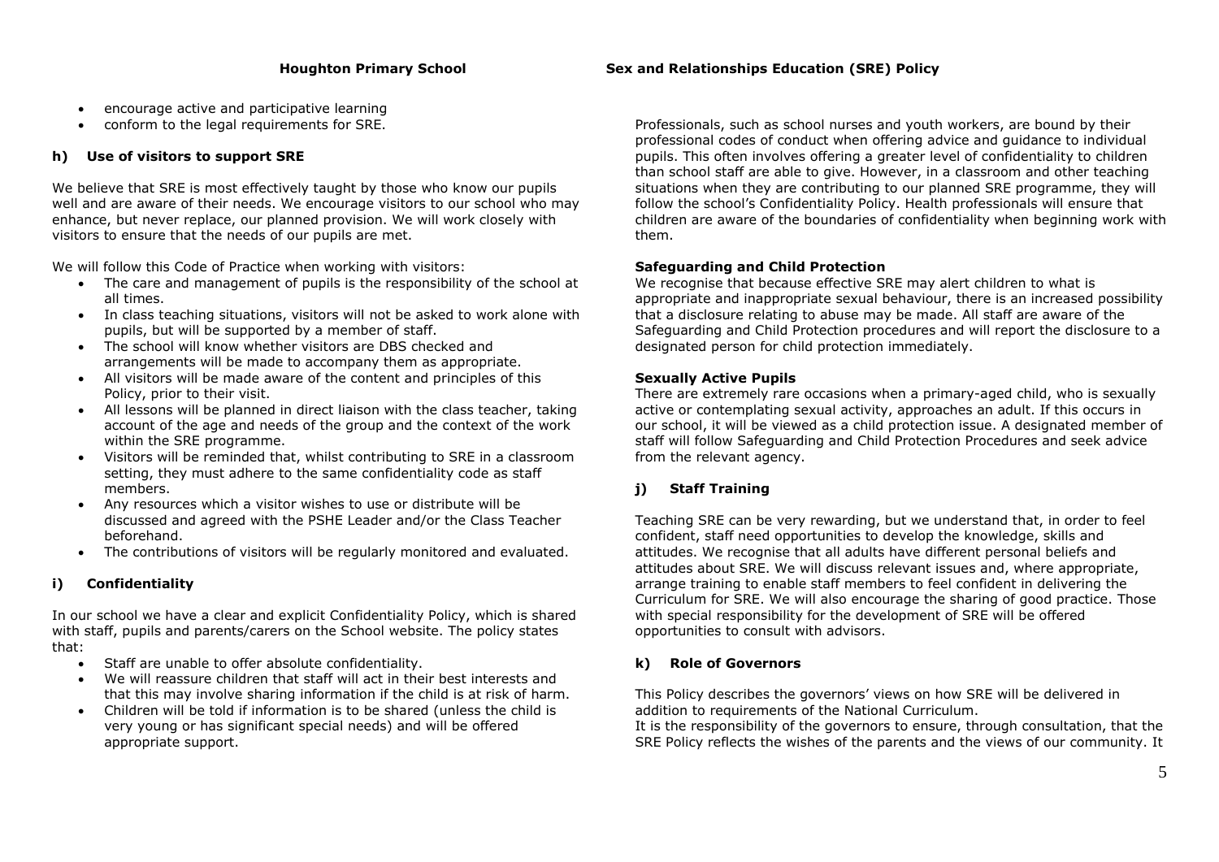- encourage active and participative learning
- conform to the legal requirements for SRE.

## h) Use of visitors to support SRE

We believe that SRE is most effectively taught by those who know our pupils well and are aware of their needs. We encourage visitors to our school who may enhance, but never replace, our planned provision. We will work closely with visitors to ensure that the needs of our pupils are met.

We will follow this Code of Practice when working with visitors:

- The care and management of pupils is the responsibility of the school at all times.
- In class teaching situations, visitors will not be asked to work alone with pupils, but will be supported by a member of staff.
- The school will know whether visitors are DBS checked and arrangements will be made to accompany them as appropriate.
- All visitors will be made aware of the content and principles of this Policy, prior to their visit.
- All lessons will be planned in direct liaison with the class teacher, taking account of the age and needs of the group and the context of the work within the SRE programme.
- Visitors will be reminded that, whilst contributing to SRE in a classroom setting, they must adhere to the same confidentiality code as staff members.
- Any resources which a visitor wishes to use or distribute will be discussed and agreed with the PSHE Leader and/or the Class Teacher beforehand.
- The contributions of visitors will be regularly monitored and evaluated.

## i) Confidentiality

In our school we have a clear and explicit Confidentiality Policy, which is shared with staff, pupils and parents/carers on the School website. The policy states that:

- Staff are unable to offer absolute confidentiality.
- We will reassure children that staff will act in their best interests and that this may involve sharing information if the child is at risk of harm.
- Children will be told if information is to be shared (unless the child is very young or has significant special needs) and will be offered appropriate support.

Professionals, such as school nurses and youth workers, are bound by their professional codes of conduct when offering advice and guidance to individual pupils. This often involves offering a greater level of confidentiality to children than school staff are able to give. However, in a classroom and other teaching situations when they are contributing to our planned SRE programme, they will follow the school's Confidentiality Policy. Health professionals will ensure that children are aware of the boundaries of confidentiality when beginning work with them.

**Safeguarding and Child Protection**

We recognise that because effective SRE may alert children to what is appropriate and inappropriate sexual behaviour, there is an increased possibility that a disclosure relating to abuse may be made. All staff are aware of the Safeguarding and Child Protection procedures and will report the disclosure to a designated person for child protection immediately.

**Sexually Active Pupils**

There are extremely rare occasions when a primary-aged child, who is sexually active or contemplating sexual activity, approaches an adult. If this occurs in our school, it will be viewed as a child protection issue. A designated member of staff will follow Safeguarding and Child Protection Procedures and seek advice from the relevant agency.

## j) Staff Training

Teaching SRE can be very rewarding, but we understand that, in order to feel confident, staff need opportunities to develop the knowledge, skills and attitudes. We recognise that all adults have different personal beliefs and attitudes about SRE. We will discuss relevant issues and, where appropriate, arrange training to enable staff members to feel confident in delivering the Curriculum for SRE. We will also encourage the sharing of good practice. Those with special responsibility for the development of SRE will be offered opportunities to consult with advisors.

## k) Role of Governors

This Policy describes the governors' views on how SRE will be delivered in addition to requirements of the National Curriculum.
It is the responsibility of the governors to ensure, through consultation, that the SRE Policy reflects the wishes of the parents and the views of our community. It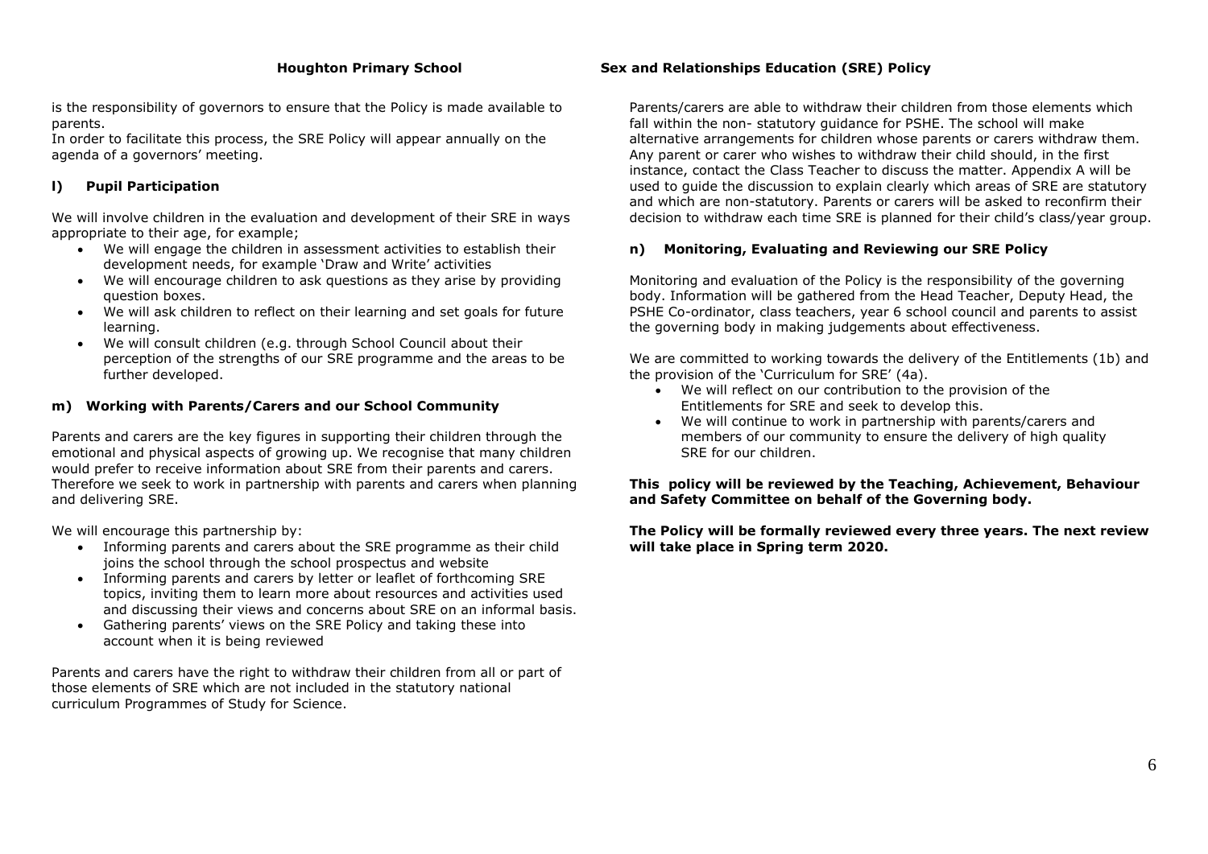is the responsibility of governors to ensure that the Policy is made available to parents.
In order to facilitate this process, the SRE Policy will appear annually on the agenda of a governors' meeting.

### l) Pupil Participation

We will involve children in the evaluation and development of their SRE in ways appropriate to their age, for example;

- We will engage the children in assessment activities to establish their development needs, for example 'Draw and Write' activities
- We will encourage children to ask questions as they arise by providing question boxes.
- We will ask children to reflect on their learning and set goals for future learning.
- We will consult children (e.g. through School Council about their perception of the strengths of our SRE programme and the areas to be further developed.

### m) Working with Parents/Carers and our School Community

Parents and carers are the key figures in supporting their children through the emotional and physical aspects of growing up. We recognise that many children would prefer to receive information about SRE from their parents and carers. Therefore we seek to work in partnership with parents and carers when planning and delivering SRE.

We will encourage this partnership by:

- Informing parents and carers about the SRE programme as their child joins the school through the school prospectus and website
- Informing parents and carers by letter or leaflet of forthcoming SRE topics, inviting them to learn more about resources and activities used and discussing their views and concerns about SRE on an informal basis.
- Gathering parents' views on the SRE Policy and taking these into account when it is being reviewed

Parents and carers have the right to withdraw their children from all or part of those elements of SRE which are not included in the statutory national curriculum Programmes of Study for Science.

Parents/carers are able to withdraw their children from those elements which fall within the non- statutory guidance for PSHE. The school will make alternative arrangements for children whose parents or carers withdraw them. Any parent or carer who wishes to withdraw their child should, in the first instance, contact the Class Teacher to discuss the matter. Appendix A will be used to guide the discussion to explain clearly which areas of SRE are statutory and which are non-statutory. Parents or carers will be asked to reconfirm their decision to withdraw each time SRE is planned for their child's class/year group.

### n) Monitoring, Evaluating and Reviewing our SRE Policy

Monitoring and evaluation of the Policy is the responsibility of the governing body. Information will be gathered from the Head Teacher, Deputy Head, the PSHE Co-ordinator, class teachers, year 6 school council and parents to assist the governing body in making judgements about effectiveness.

We are committed to working towards the delivery of the Entitlements (1b) and the provision of the 'Curriculum for SRE' (4a).

- We will reflect on our contribution to the provision of the Entitlements for SRE and seek to develop this.
- We will continue to work in partnership with parents/carers and members of our community to ensure the delivery of high quality SRE for our children.

**This policy will be reviewed by the Teaching, Achievement, Behaviour and Safety Committee on behalf of the Governing body.**

**The Policy will be formally reviewed every three years. The next review will take place in Spring term 2020.**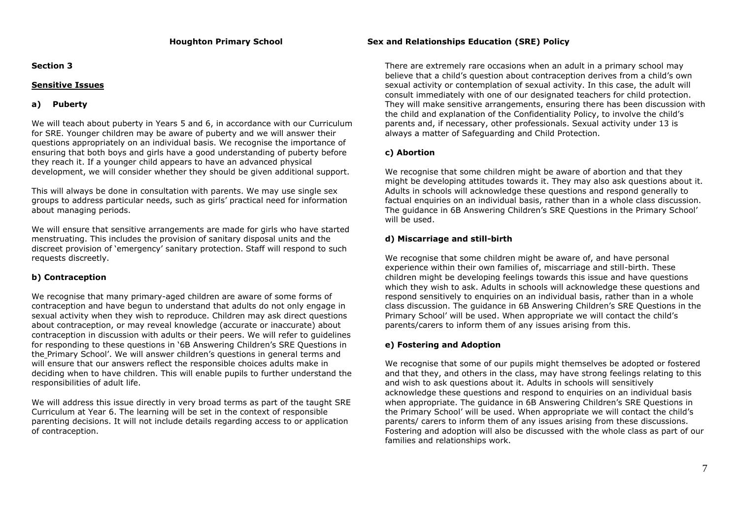## Section 3

### Sensitive Issues

#### a) Puberty

We will teach about puberty in Years 5 and 6, in accordance with our Curriculum for SRE. Younger children may be aware of puberty and we will answer their questions appropriately on an individual basis. We recognise the importance of ensuring that both boys and girls have a good understanding of puberty before they reach it. If a younger child appears to have an advanced physical development, we will consider whether they should be given additional support.

This will always be done in consultation with parents. We may use single sex groups to address particular needs, such as girls' practical need for information about managing periods.

We will ensure that sensitive arrangements are made for girls who have started menstruating. This includes the provision of sanitary disposal units and the discreet provision of 'emergency' sanitary protection. Staff will respond to such requests discreetly.

#### b) Contraception

We recognise that many primary-aged children are aware of some forms of contraception and have begun to understand that adults do not only engage in sexual activity when they wish to reproduce. Children may ask direct questions about contraception, or may reveal knowledge (accurate or inaccurate) about contraception in discussion with adults or their peers. We will refer to guidelines for responding to these questions in '6B Answering Children's SRE Questions in the Primary School'. We will answer children's questions in general terms and will ensure that our answers reflect the responsible choices adults make in deciding when to have children. This will enable pupils to further understand the responsibilities of adult life.

We will address this issue directly in very broad terms as part of the taught SRE Curriculum at Year 6. The learning will be set in the context of responsible parenting decisions. It will not include details regarding access to or application of contraception.

There are extremely rare occasions when an adult in a primary school may believe that a child's question about contraception derives from a child's own sexual activity or contemplation of sexual activity. In this case, the adult will consult immediately with one of our designated teachers for child protection. They will make sensitive arrangements, ensuring there has been discussion with the child and explanation of the Confidentiality Policy, to involve the child's parents and, if necessary, other professionals. Sexual activity under 13 is always a matter of Safeguarding and Child Protection.

#### c) Abortion

We recognise that some children might be aware of abortion and that they might be developing attitudes towards it. They may also ask questions about it. Adults in schools will acknowledge these questions and respond generally to factual enquiries on an individual basis, rather than in a whole class discussion. The guidance in 6B Answering Children's SRE Questions in the Primary School' will be used.

#### d) Miscarriage and still-birth

We recognise that some children might be aware of, and have personal experience within their own families of, miscarriage and still-birth. These children might be developing feelings towards this issue and have questions which they wish to ask. Adults in schools will acknowledge these questions and respond sensitively to enquiries on an individual basis, rather than in a whole class discussion. The guidance in 6B Answering Children's SRE Questions in the Primary School' will be used. When appropriate we will contact the child's parents/carers to inform them of any issues arising from this.

#### e) Fostering and Adoption

We recognise that some of our pupils might themselves be adopted or fostered and that they, and others in the class, may have strong feelings relating to this and wish to ask questions about it. Adults in schools will sensitively acknowledge these questions and respond to enquiries on an individual basis when appropriate. The guidance in 6B Answering Children's SRE Questions in the Primary School' will be used. When appropriate we will contact the child's parents/ carers to inform them of any issues arising from these discussions. Fostering and adoption will also be discussed with the whole class as part of our families and relationships work.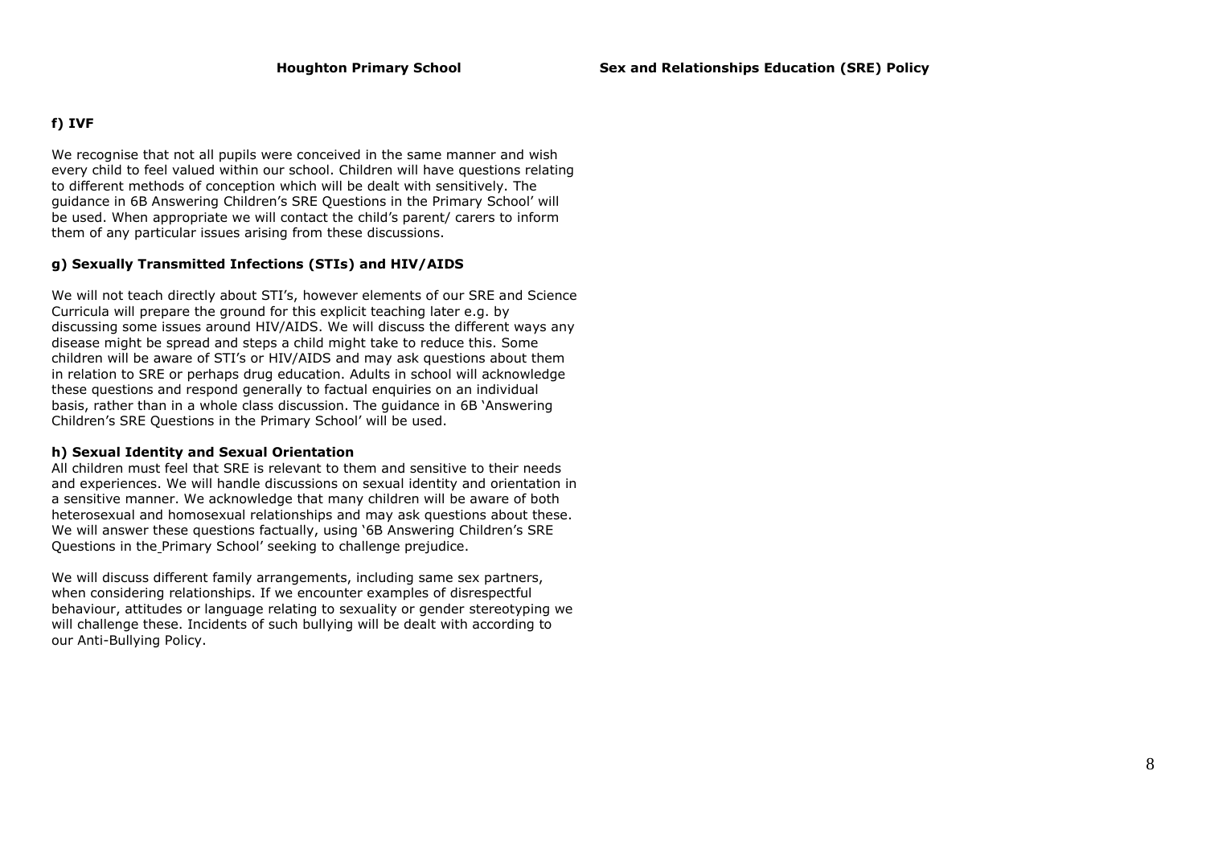### f) IVF

We recognise that not all pupils were conceived in the same manner and wish every child to feel valued within our school. Children will have questions relating to different methods of conception which will be dealt with sensitively. The guidance in 6B Answering Children's SRE Questions in the Primary School' will be used. When appropriate we will contact the child's parent/ carers to inform them of any particular issues arising from these discussions.

### g) Sexually Transmitted Infections (STIs) and HIV/AIDS

We will not teach directly about STI's, however elements of our SRE and Science Curricula will prepare the ground for this explicit teaching later e.g. by discussing some issues around HIV/AIDS. We will discuss the different ways any disease might be spread and steps a child might take to reduce this. Some children will be aware of STI's or HIV/AIDS and may ask questions about them in relation to SRE or perhaps drug education. Adults in school will acknowledge these questions and respond generally to factual enquiries on an individual basis, rather than in a whole class discussion. The guidance in 6B 'Answering Children's SRE Questions in the Primary School' will be used.

### h) Sexual Identity and Sexual Orientation

All children must feel that SRE is relevant to them and sensitive to their needs and experiences. We will handle discussions on sexual identity and orientation in a sensitive manner. We acknowledge that many children will be aware of both heterosexual and homosexual relationships and may ask questions about these. We will answer these questions factually, using '6B Answering Children's SRE Questions in the Primary School' seeking to challenge prejudice.

We will discuss different family arrangements, including same sex partners, when considering relationships. If we encounter examples of disrespectful behaviour, attitudes or language relating to sexuality or gender stereotyping we will challenge these. Incidents of such bullying will be dealt with according to our Anti-Bullying Policy.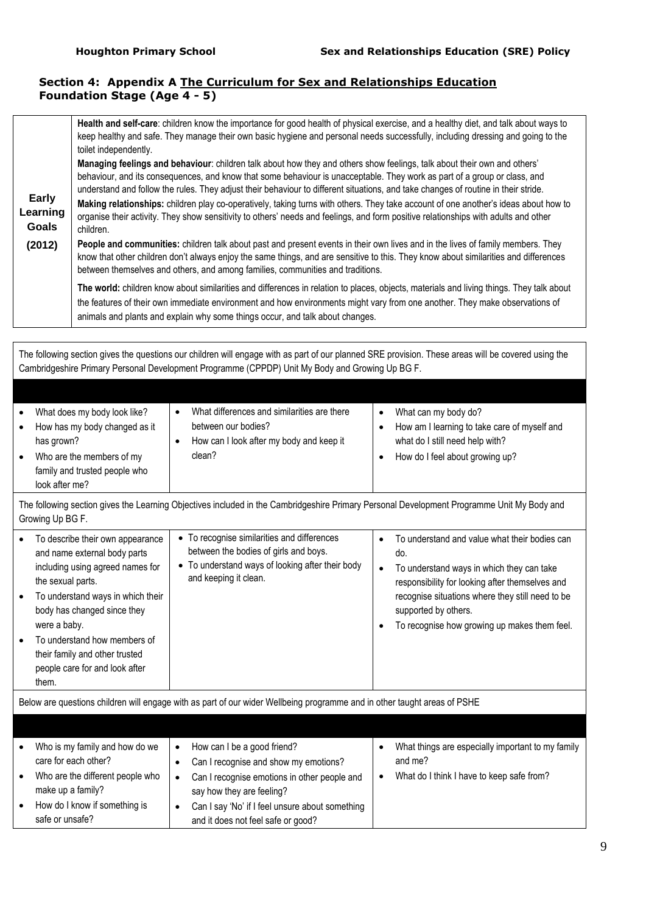## Section 4: Appendix A The Curriculum for Sex and Relationships Education

### Foundation Stage (Age 4 - 5)

| | |
|---|---|
| **Early Learning Goals (2012)** | **Health and self-care**: children know the importance for good health of physical exercise, and a healthy diet, and talk about ways to keep healthy and safe. They manage their own basic hygiene and personal needs successfully, including dressing and going to the toilet independently.<br>**Managing feelings and behaviour**: children talk about how they and others show feelings, talk about their own and others' behaviour, and its consequences, and know that some behaviour is unacceptable. They work as part of a group or class, and understand and follow the rules. They adjust their behaviour to different situations, and take changes of routine in their stride.<br>**Making relationships:** children play co-operatively, taking turns with others. They take account of one another's ideas about how to organise their activity. They show sensitivity to others' needs and feelings, and form positive relationships with adults and other children.<br>**People and communities:** children talk about past and present events in their own lives and in the lives of family members. They know that other children don't always enjoy the same things, and are sensitive to this. They know about similarities and differences between themselves and others, and among families, communities and traditions.<br>**The world:** children know about similarities and differences in relation to places, objects, materials and living things. They talk about the features of their own immediate environment and how environments might vary from one another. They make observations of animals and plants and explain why some things occur, and talk about changes. |

The following section gives the questions our children will engage with as part of our planned SRE provision. These areas will be covered using the Cambridgeshire Primary Personal Development Programme (CPPDP) Unit My Body and Growing Up BG F.

| | | |
|---|---|---|
| • What does my body look like?<br>• How has my body changed as it has grown?<br>• Who are the members of my family and trusted people who look after me? | • What differences and similarities are there between our bodies?<br>• How can I look after my body and keep it clean? | • What can my body do?<br>• How am I learning to take care of myself and what do I still need help with?<br>• How do I feel about growing up? |

The following section gives the Learning Objectives included in the Cambridgeshire Primary Personal Development Programme Unit My Body and Growing Up BG F.

| | | |
|---|---|---|
| • To describe their own appearance and name external body parts including using agreed names for the sexual parts.<br>• To understand ways in which their body has changed since they were a baby.<br>• To understand how members of their family and other trusted people care for and look after them. | • To recognise similarities and differences between the bodies of girls and boys.<br>• To understand ways of looking after their body and keeping it clean. | • To understand and value what their bodies can do.<br>• To understand ways in which they can take responsibility for looking after themselves and recognise situations where they still need to be supported by others.<br>• To recognise how growing up makes them feel. |

Below are questions children will engage with as part of our wider Wellbeing programme and in other taught areas of PSHE

| | | |
|---|---|---|
| • Who is my family and how do we care for each other?<br>• Who are the different people who make up a family?<br>• How do I know if something is safe or unsafe? | • How can I be a good friend?<br>• Can I recognise and show my emotions?<br>• Can I recognise emotions in other people and say how they are feeling?<br>• Can I say 'No' if I feel unsure about something and it does not feel safe or good? | • What things are especially important to my family and me?<br>• What do I think I have to keep safe from? |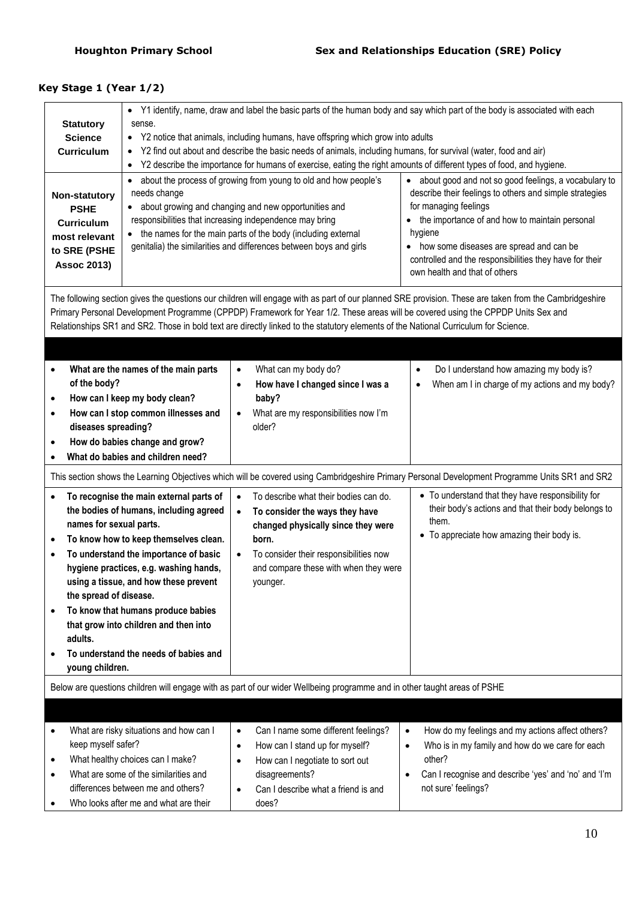## Key Stage 1 (Year 1/2)

| | | |
|---|---|---|
| **Statutory Science Curriculum** | • Y1 identify, name, draw and label the basic parts of the human body and say which part of the body is associated with each sense.<br>• Y2 notice that animals, including humans, have offspring which grow into adults<br>• Y2 find out about and describe the basic needs of animals, including humans, for survival (water, food and air)<br>• Y2 describe the importance for humans of exercise, eating the right amounts of different types of food, and hygiene. | |
| **Non-statutory PSHE Curriculum most relevant to SRE (PSHE Assoc 2013)** | • about the process of growing from young to old and how people's needs change<br>• about growing and changing and new opportunities and responsibilities that increasing independence may bring<br>• the names for the main parts of the body (including external genitalia) the similarities and differences between boys and girls | • about good and not so good feelings, a vocabulary to describe their feelings to others and simple strategies for managing feelings<br>• the importance of and how to maintain personal hygiene<br>• how some diseases are spread and can be controlled and the responsibilities they have for their own health and that of others |

The following section gives the questions our children will engage with as part of our planned SRE provision. These are taken from the Cambridgeshire Primary Personal Development Programme (CPPDP) Framework for Year 1/2. These areas will be covered using the CPPDP Units Sex and Relationships SR1 and SR2. Those in bold text are directly linked to the statutory elements of the National Curriculum for Science.

| | | |
|---|---|---|
| • **What are the names of the main parts of the body?**<br>• **How can I keep my body clean?**<br>• **How can I stop common illnesses and diseases spreading?**<br>• **How do babies change and grow?**<br>• **What do babies and children need?** | • What can my body do?<br>• **How have I changed since I was a baby?**<br>• What are my responsibilities now I'm older? | • Do I understand how amazing my body is?<br>• When am I in charge of my actions and my body? |

This section shows the Learning Objectives which will be covered using Cambridgeshire Primary Personal Development Programme Units SR1 and SR2

| | | |
|---|---|---|
| • **To recognise the main external parts of the bodies of humans, including agreed names for sexual parts.**<br>• **To know how to keep themselves clean.**<br>• **To understand the importance of basic hygiene practices, e.g. washing hands, using a tissue, and how these prevent the spread of disease.**<br>• **To know that humans produce babies that grow into children and then into adults.**<br>• **To understand the needs of babies and young children.** | • To describe what their bodies can do.<br>• **To consider the ways they have changed physically since they were born.**<br>• To consider their responsibilities now and compare these with when they were younger. | • To understand that they have responsibility for their body's actions and that their body belongs to them.<br>• To appreciate how amazing their body is. |

Below are questions children will engage with as part of our wider Wellbeing programme and in other taught areas of PSHE

| | | |
|---|---|---|
| • What are risky situations and how can I keep myself safer?<br>• What healthy choices can I make?<br>• What are some of the similarities and differences between me and others?<br>• Who looks after me and what are their | • Can I name some different feelings?<br>• How can I stand up for myself?<br>• How can I negotiate to sort out disagreements?<br>• Can I describe what a friend is and does? | • How do my feelings and my actions affect others?<br>• Who is in my family and how do we care for each other?<br>• Can I recognise and describe 'yes' and 'no' and 'I'm not sure' feelings? |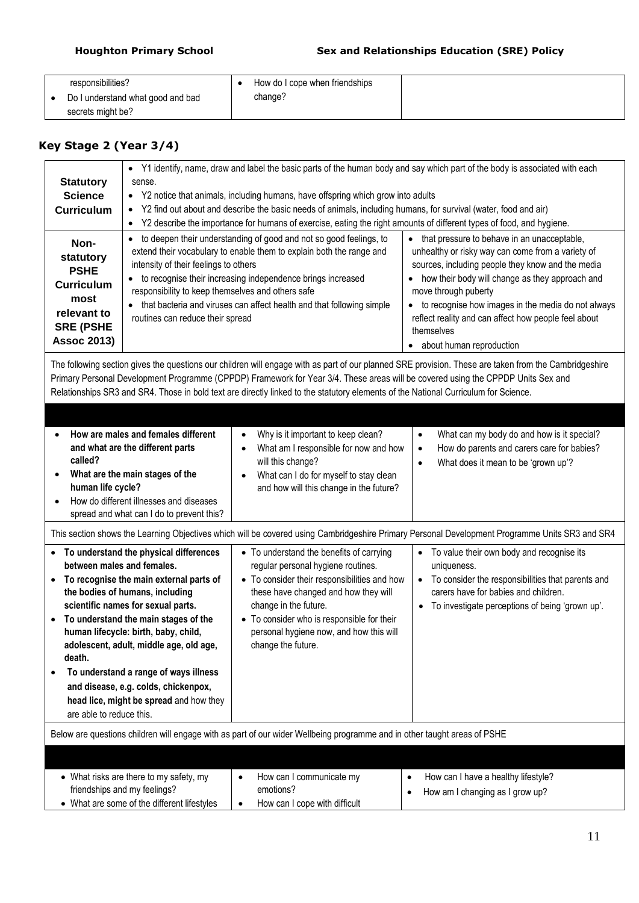| | | |
|---|---|---|
| responsibilities?<br>• Do I understand what good and bad secrets might be? | • How do I cope when friendships change? | |

## Key Stage 2 (Year 3/4)

| | | | |
|---|---|---|---|
| **Statutory Science Curriculum** | • Y1 identify, name, draw and label the basic parts of the human body and say which part of the body is associated with each sense.<br>• Y2 notice that animals, including humans, have offspring which grow into adults<br>• Y2 find out about and describe the basic needs of animals, including humans, for survival (water, food and air)<br>• Y2 describe the importance for humans of exercise, eating the right amounts of different types of food, and hygiene. | | |
| **Non-statutory PSHE Curriculum most relevant to SRE (PSHE Assoc 2013)** | • to deepen their understanding of good and not so good feelings, to extend their vocabulary to enable them to explain both the range and intensity of their feelings to others<br>• to recognise their increasing independence brings increased responsibility to keep themselves and others safe<br>• that bacteria and viruses can affect health and that following simple routines can reduce their spread | | • that pressure to behave in an unacceptable, unhealthy or risky way can come from a variety of sources, including people they know and the media<br>• how their body will change as they approach and move through puberty<br>• to recognise how images in the media do not always reflect reality and can affect how people feel about themselves<br>• about human reproduction |

The following section gives the questions our children will engage with as part of our planned SRE provision. These are taken from the Cambridgeshire Primary Personal Development Programme (CPPDP) Framework for Year 3/4. These areas will be covered using the CPPDP Units Sex and Relationships SR3 and SR4. Those in bold text are directly linked to the statutory elements of the National Curriculum for Science.

| | | |
|---|---|---|
| • **How are males and females different and what are the different parts called?**<br>• **What are the main stages of the human life cycle?**<br>• How do different illnesses and diseases spread and what can I do to prevent this? | • Why is it important to keep clean?<br>• What am I responsible for now and how will this change?<br>• What can I do for myself to stay clean and how will this change in the future? | • What can my body do and how is it special?<br>• How do parents and carers care for babies?<br>• What does it mean to be 'grown up'? |

This section shows the Learning Objectives which will be covered using Cambridgeshire Primary Personal Development Programme Units SR3 and SR4

| | | |
|---|---|---|
| • **To understand the physical differences between males and females.**<br>• **To recognise the main external parts of the bodies of humans, including scientific names for sexual parts.**<br>• **To understand the main stages of the human lifecycle: birth, baby, child, adolescent, adult, middle age, old age, death.**<br>• **To understand a range of ways illness and disease, e.g. colds, chickenpox, head lice, might be spread** and how they are able to reduce this. | • To understand the benefits of carrying regular personal hygiene routines.<br>• To consider their responsibilities and how these have changed and how they will change in the future.<br>• To consider who is responsible for their personal hygiene now, and how this will change the future. | • To value their own body and recognise its uniqueness.<br>• To consider the responsibilities that parents and carers have for babies and children.<br>• To investigate perceptions of being 'grown up'. |

Below are questions children will engage with as part of our wider Wellbeing programme and in other taught areas of PSHE

| | | |
|---|---|---|
| • What risks are there to my safety, my friendships and my feelings?<br>• What are some of the different lifestyles | • How can I communicate my emotions?<br>• How can I cope with difficult | • How can I have a healthy lifestyle?<br>• How am I changing as I grow up? |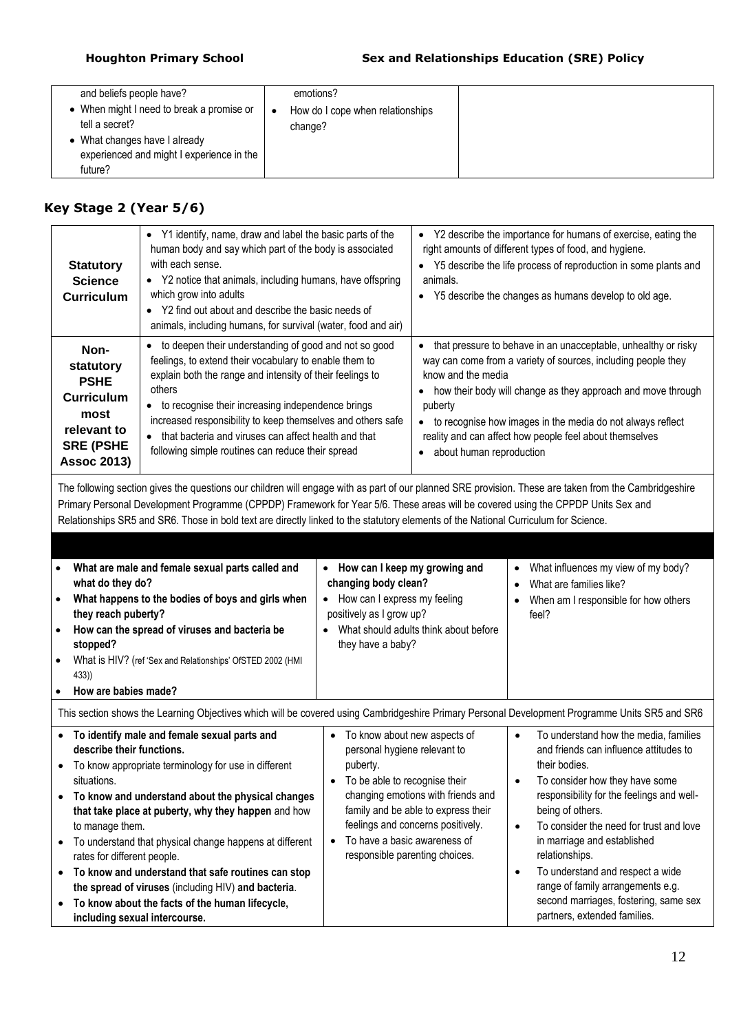| | | |
|---|---|---|
| and beliefs people have?<br>• When might I need to break a promise or tell a secret?<br>• What changes have I already experienced and might I experience in the future? | emotions?<br>• How do I cope when relationships change? | |

## Key Stage 2 (Year 5/6)

| | | |
|---|---|---|
| **Statutory Science Curriculum** | • Y1 identify, name, draw and label the basic parts of the human body and say which part of the body is associated with each sense.<br>• Y2 notice that animals, including humans, have offspring which grow into adults<br>• Y2 find out about and describe the basic needs of animals, including humans, for survival (water, food and air) | • Y2 describe the importance for humans of exercise, eating the right amounts of different types of food, and hygiene.<br>• Y5 describe the life process of reproduction in some plants and animals.<br>• Y5 describe the changes as humans develop to old age. |
| **Non-statutory PSHE Curriculum most relevant to SRE (PSHE Assoc 2013)** | • to deepen their understanding of good and not so good feelings, to extend their vocabulary to enable them to explain both the range and intensity of their feelings to others<br>• to recognise their increasing independence brings increased responsibility to keep themselves and others safe<br>• that bacteria and viruses can affect health and that following simple routines can reduce their spread | • that pressure to behave in an unacceptable, unhealthy or risky way can come from a variety of sources, including people they know and the media<br>• how their body will change as they approach and move through puberty<br>• to recognise how images in the media do not always reflect reality and can affect how people feel about themselves<br>• about human reproduction |

The following section gives the questions our children will engage with as part of our planned SRE provision. These are taken from the Cambridgeshire Primary Personal Development Programme (CPPDP) Framework for Year 5/6. These areas will be covered using the CPPDP Units Sex and Relationships SR5 and SR6. Those in bold text are directly linked to the statutory elements of the National Curriculum for Science.

| | | |
|---|---|---|
| • **What are male and female sexual parts called and what do they do?**<br>• **What happens to the bodies of boys and girls when they reach puberty?**<br>• **How can the spread of viruses and bacteria be stopped?**<br>• What is HIV? (ref 'Sex and Relationships' OfSTED 2002 (HMI 433))<br>• **How are babies made?** | • **How can I keep my growing and changing body clean?**<br>• How can I express my feeling positively as I grow up?<br>• What should adults think about before they have a baby? | • What influences my view of my body?<br>• What are families like?<br>• When am I responsible for how others feel? |

This section shows the Learning Objectives which will be covered using Cambridgeshire Primary Personal Development Programme Units SR5 and SR6

| | | |
|---|---|---|
| • **To identify male and female sexual parts and describe their functions.**<br>• To know appropriate terminology for use in different situations.<br>• **To know and understand about the physical changes that take place at puberty, why they happen** and how to manage them.<br>• To understand that physical change happens at different rates for different people.<br>• **To know and understand that safe routines can stop the spread of viruses** (including HIV) **and bacteria**.<br>• **To know about the facts of the human lifecycle, including sexual intercourse.** | • To know about new aspects of personal hygiene relevant to puberty.<br>• To be able to recognise their changing emotions with friends and family and be able to express their feelings and concerns positively.<br>• To have a basic awareness of responsible parenting choices. | • To understand how the media, families and friends can influence attitudes to their bodies.<br>• To consider how they have some responsibility for the feelings and well-being of others.<br>• To consider the need for trust and love in marriage and established relationships.<br>• To understand and respect a wide range of family arrangements e.g. second marriages, fostering, same sex partners, extended families. |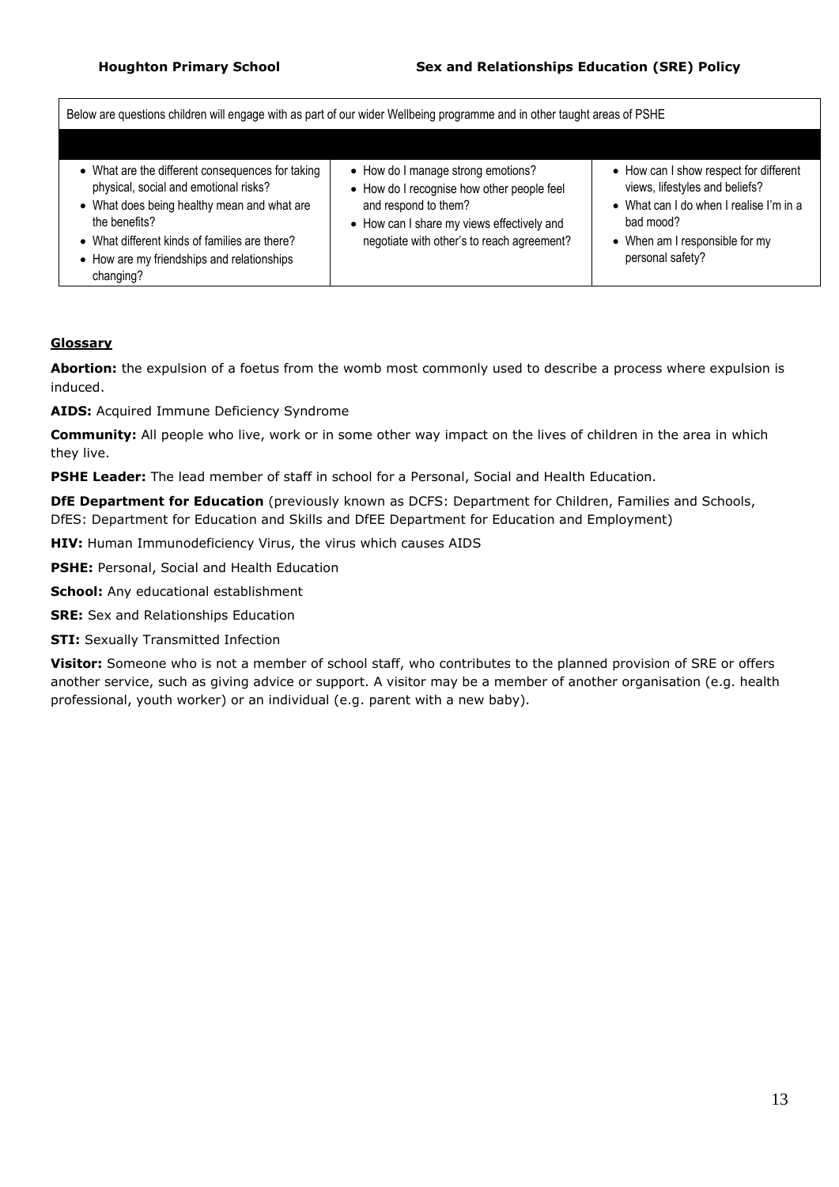| Below are questions children will engage with as part of our wider Wellbeing programme and in other taught areas of PSHE | | |
|---|---|---|
| | | |
| • What are the different consequences for taking physical, social and emotional risks?<br>• What does being healthy mean and what are the benefits?<br>• What different kinds of families are there?<br>• How are my friendships and relationships changing? | • How do I manage strong emotions?<br>• How do I recognise how other people feel and respond to them?<br>• How can I share my views effectively and negotiate with other's to reach agreement? | • How can I show respect for different views, lifestyles and beliefs?<br>• What can I do when I realise I'm in a bad mood?<br>• When am I responsible for my personal safety? |

## Glossary

**Abortion:** the expulsion of a foetus from the womb most commonly used to describe a process where expulsion is induced.

**AIDS:** Acquired Immune Deficiency Syndrome

**Community:** All people who live, work or in some other way impact on the lives of children in the area in which they live.

**PSHE Leader:** The lead member of staff in school for a Personal, Social and Health Education.

**DfE Department for Education** (previously known as DCFS: Department for Children, Families and Schools, DfES: Department for Education and Skills and DfEE Department for Education and Employment)

**HIV:** Human Immunodeficiency Virus, the virus which causes AIDS

**PSHE:** Personal, Social and Health Education

**School:** Any educational establishment

**SRE:** Sex and Relationships Education

**STI:** Sexually Transmitted Infection

**Visitor:** Someone who is not a member of school staff, who contributes to the planned provision of SRE or offers another service, such as giving advice or support. A visitor may be a member of another organisation (e.g. health professional, youth worker) or an individual (e.g. parent with a new baby).